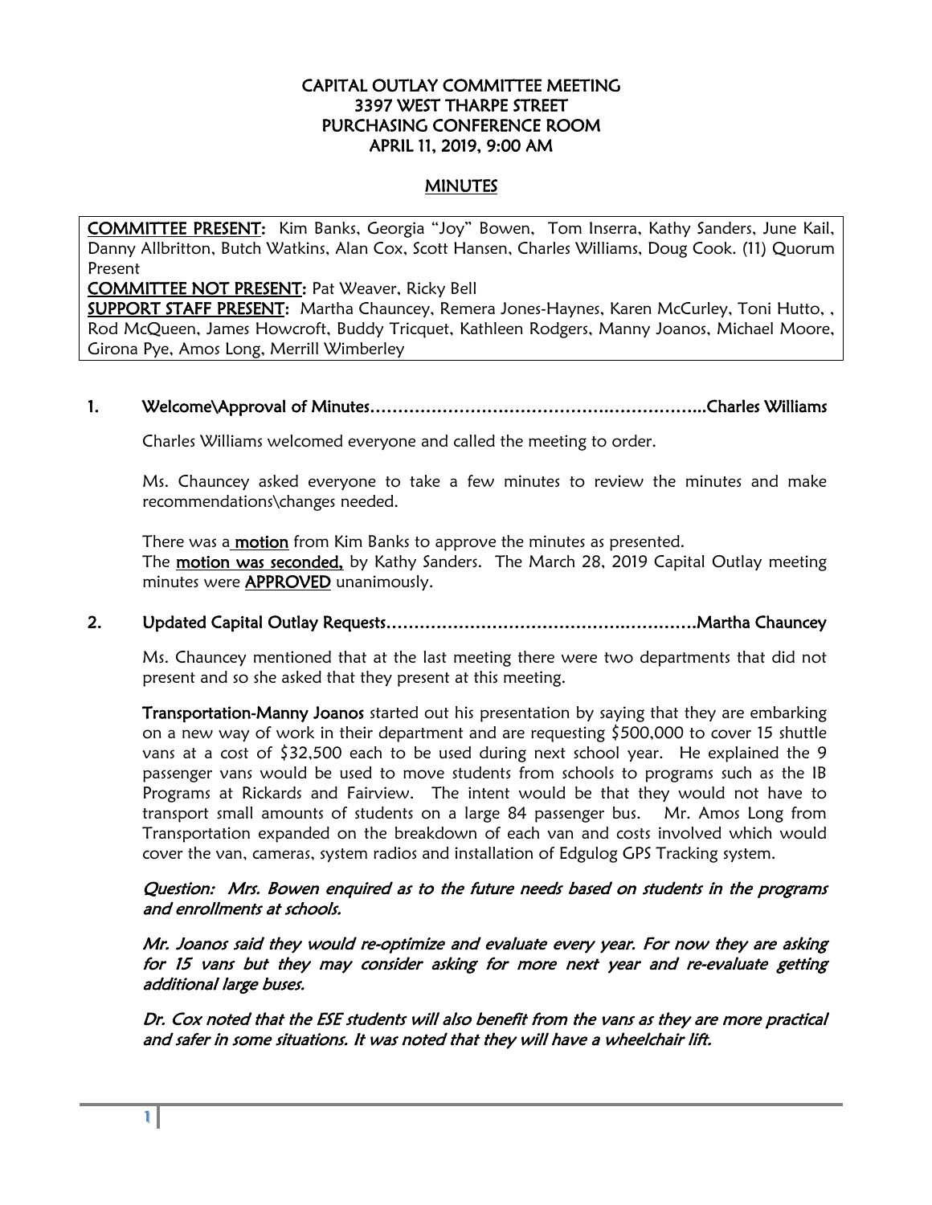# CAPITAL OUTLAY COMMITTEE MEETING
## 3397 WEST THARPE STREET
## PURCHASING CONFERENCE ROOM
## APRIL 11, 2019, 9:00 AM

## MINUTES

**COMMITTEE PRESENT:** Kim Banks, Georgia "Joy" Bowen, Tom Inserra, Kathy Sanders, June Kail, Danny Allbritton, Butch Watkins, Alan Cox, Scott Hansen, Charles Williams, Doug Cook. (11) Quorum Present
**COMMITTEE NOT PRESENT:** Pat Weaver, Ricky Bell
**SUPPORT STAFF PRESENT:** Martha Chauncey, Remera Jones-Haynes, Karen McCurley, Toni Hutto, , Rod McQueen, James Howcroft, Buddy Tricquet, Kathleen Rodgers, Manny Joanos, Michael Moore, Girona Pye, Amos Long, Merrill Wimberley

### 1. Welcome\Approval of Minutes……………………………………………………..Charles Williams

Charles Williams welcomed everyone and called the meeting to order.

Ms. Chauncey asked everyone to take a few minutes to review the minutes and make recommendations\changes needed.

There was a **motion** from Kim Banks to approve the minutes as presented.
The **motion was seconded,** by Kathy Sanders. The March 28, 2019 Capital Outlay meeting minutes were **APPROVED** unanimously.

### 2. Updated Capital Outlay Requests………………………………………………….Martha Chauncey

Ms. Chauncey mentioned that at the last meeting there were two departments that did not present and so she asked that they present at this meeting.

**Transportation-Manny Joanos** started out his presentation by saying that they are embarking on a new way of work in their department and are requesting $500,000 to cover 15 shuttle vans at a cost of $32,500 each to be used during next school year. He explained the 9 passenger vans would be used to move students from schools to programs such as the IB Programs at Rickards and Fairview. The intent would be that they would not have to transport small amounts of students on a large 84 passenger bus. Mr. Amos Long from Transportation expanded on the breakdown of each van and costs involved which would cover the van, cameras, system radios and installation of Edgulog GPS Tracking system.

*Question: Mrs. Bowen enquired as to the future needs based on students in the programs and enrollments at schools.*

*Mr. Joanos said they would re-optimize and evaluate every year. For now they are asking for 15 vans but they may consider asking for more next year and re-evaluate getting additional large buses.*

*Dr. Cox noted that the ESE students will also benefit from the vans as they are more practical and safer in some situations. It was noted that they will have a wheelchair lift.*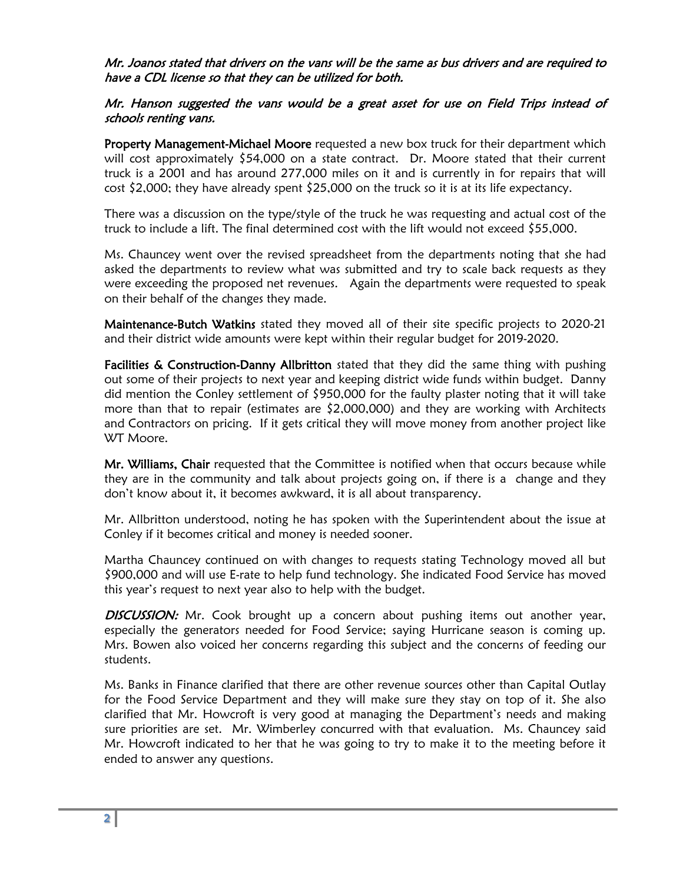*Mr. Joanos stated that drivers on the vans will be the same as bus drivers and are required to have a CDL license so that they can be utilized for both.*

*Mr. Hanson suggested the vans would be a great asset for use on Field Trips instead of schools renting vans.*

**Property Management-Michael Moore** requested a new box truck for their department which will cost approximately $54,000 on a state contract. Dr. Moore stated that their current truck is a 2001 and has around 277,000 miles on it and is currently in for repairs that will cost $2,000; they have already spent $25,000 on the truck so it is at its life expectancy.

There was a discussion on the type/style of the truck he was requesting and actual cost of the truck to include a lift. The final determined cost with the lift would not exceed $55,000.

Ms. Chauncey went over the revised spreadsheet from the departments noting that she had asked the departments to review what was submitted and try to scale back requests as they were exceeding the proposed net revenues. Again the departments were requested to speak on their behalf of the changes they made.

**Maintenance-Butch Watkins** stated they moved all of their site specific projects to 2020-21 and their district wide amounts were kept within their regular budget for 2019-2020.

**Facilities & Construction-Danny Allbritton** stated that they did the same thing with pushing out some of their projects to next year and keeping district wide funds within budget. Danny did mention the Conley settlement of $950,000 for the faulty plaster noting that it will take more than that to repair (estimates are $2,000,000) and they are working with Architects and Contractors on pricing. If it gets critical they will move money from another project like WT Moore.

**Mr. Williams, Chair** requested that the Committee is notified when that occurs because while they are in the community and talk about projects going on, if there is a change and they don't know about it, it becomes awkward, it is all about transparency.

Mr. Allbritton understood, noting he has spoken with the Superintendent about the issue at Conley if it becomes critical and money is needed sooner.

Martha Chauncey continued on with changes to requests stating Technology moved all but $900,000 and will use E-rate to help fund technology. She indicated Food Service has moved this year's request to next year also to help with the budget.

***DISCUSSION:*** Mr. Cook brought up a concern about pushing items out another year, especially the generators needed for Food Service; saying Hurricane season is coming up. Mrs. Bowen also voiced her concerns regarding this subject and the concerns of feeding our students.

Ms. Banks in Finance clarified that there are other revenue sources other than Capital Outlay for the Food Service Department and they will make sure they stay on top of it. She also clarified that Mr. Howcroft is very good at managing the Department's needs and making sure priorities are set. Mr. Wimberley concurred with that evaluation. Ms. Chauncey said Mr. Howcroft indicated to her that he was going to try to make it to the meeting before it ended to answer any questions.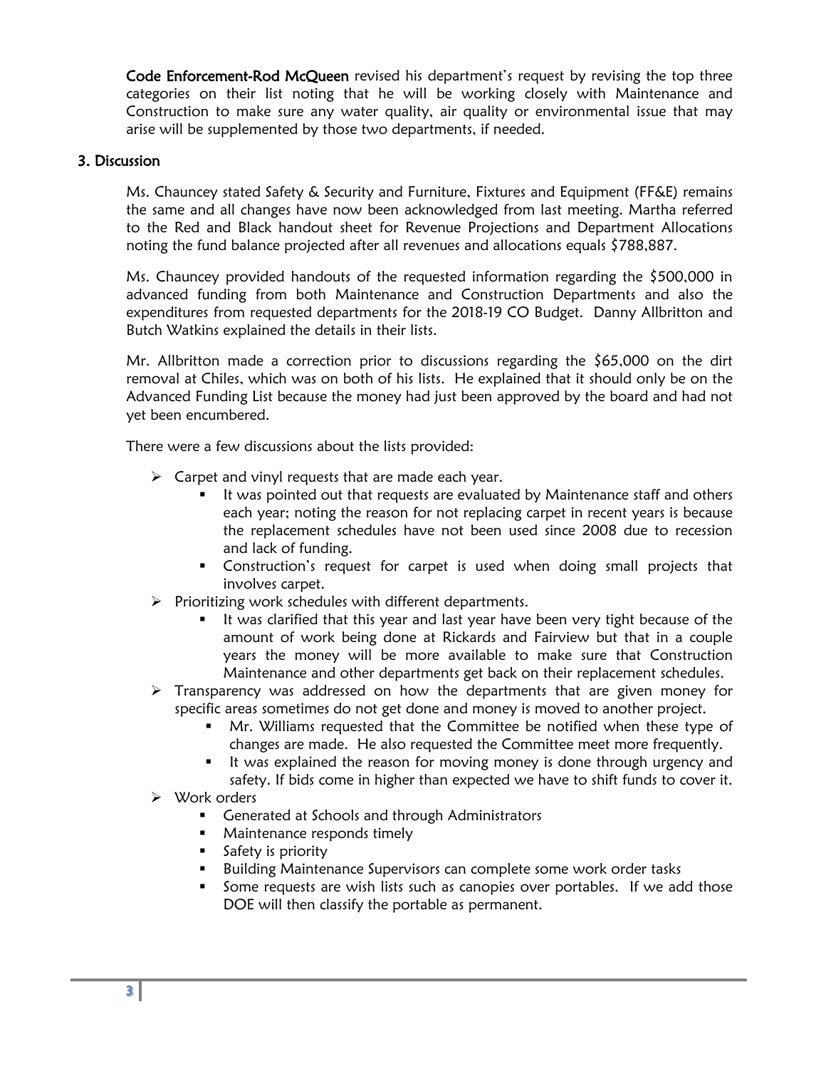**Code Enforcement-Rod McQueen** revised his department's request by revising the top three categories on their list noting that he will be working closely with Maintenance and Construction to make sure any water quality, air quality or environmental issue that may arise will be supplemented by those two departments, if needed.

## 3. Discussion

Ms. Chauncey stated Safety & Security and Furniture, Fixtures and Equipment (FF&E) remains the same and all changes have now been acknowledged from last meeting. Martha referred to the Red and Black handout sheet for Revenue Projections and Department Allocations noting the fund balance projected after all revenues and allocations equals $788,887.

Ms. Chauncey provided handouts of the requested information regarding the $500,000 in advanced funding from both Maintenance and Construction Departments and also the expenditures from requested departments for the 2018-19 CO Budget. Danny Allbritton and Butch Watkins explained the details in their lists.

Mr. Allbritton made a correction prior to discussions regarding the $65,000 on the dirt removal at Chiles, which was on both of his lists. He explained that it should only be on the Advanced Funding List because the money had just been approved by the board and had not yet been encumbered.

There were a few discussions about the lists provided:

- Carpet and vinyl requests that are made each year.
  - It was pointed out that requests are evaluated by Maintenance staff and others each year; noting the reason for not replacing carpet in recent years is because the replacement schedules have not been used since 2008 due to recession and lack of funding.
  - Construction's request for carpet is used when doing small projects that involves carpet.
- Prioritizing work schedules with different departments.
  - It was clarified that this year and last year have been very tight because of the amount of work being done at Rickards and Fairview but that in a couple years the money will be more available to make sure that Construction Maintenance and other departments get back on their replacement schedules.
- Transparency was addressed on how the departments that are given money for specific areas sometimes do not get done and money is moved to another project.
  - Mr. Williams requested that the Committee be notified when these type of changes are made. He also requested the Committee meet more frequently.
  - It was explained the reason for moving money is done through urgency and safety. If bids come in higher than expected we have to shift funds to cover it.
- Work orders
  - Generated at Schools and through Administrators
  - Maintenance responds timely
  - Safety is priority
  - Building Maintenance Supervisors can complete some work order tasks
  - Some requests are wish lists such as canopies over portables. If we add those DOE will then classify the portable as permanent.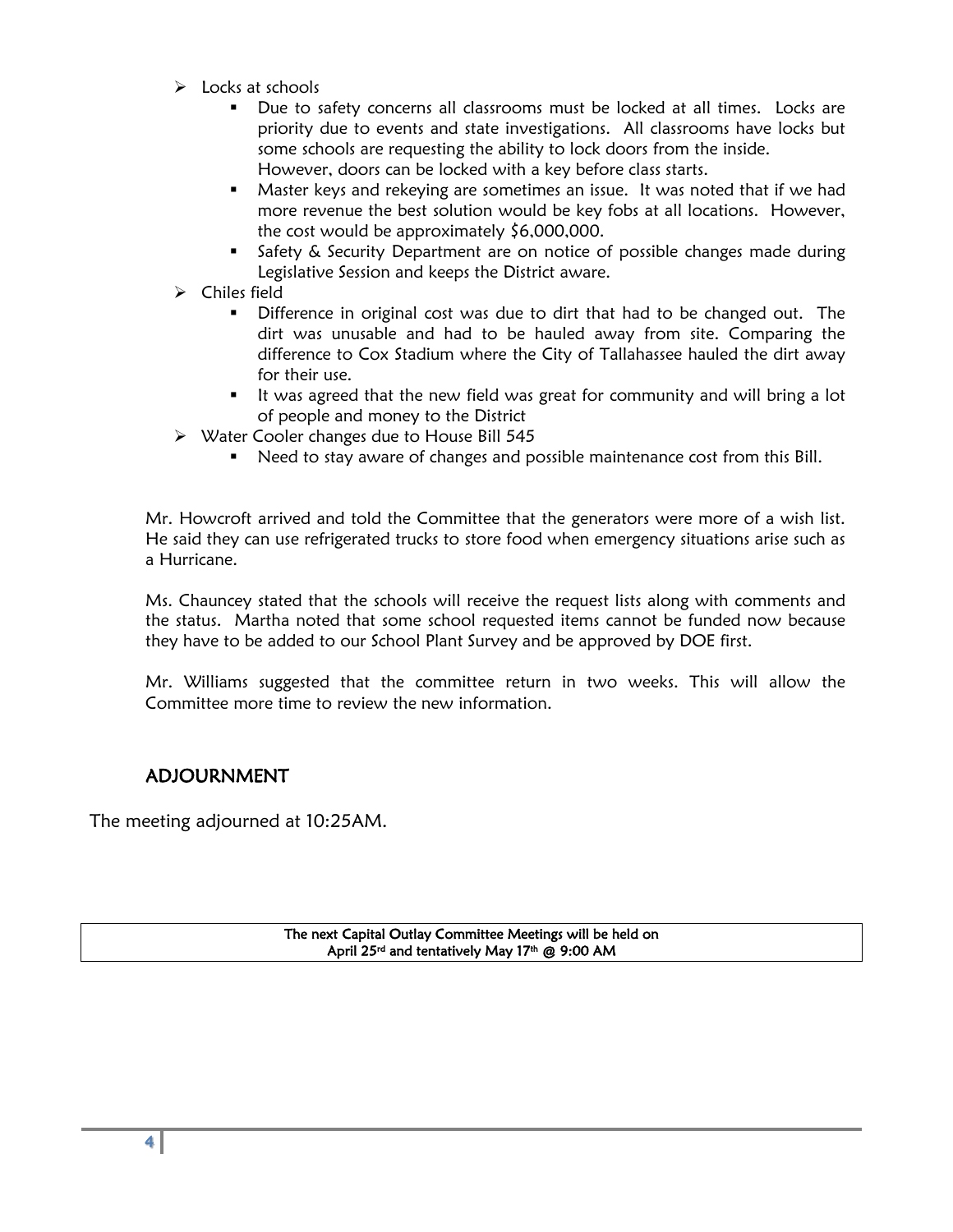- Locks at schools
  - Due to safety concerns all classrooms must be locked at all times. Locks are priority due to events and state investigations. All classrooms have locks but some schools are requesting the ability to lock doors from the inside. However, doors can be locked with a key before class starts.
  - Master keys and rekeying are sometimes an issue. It was noted that if we had more revenue the best solution would be key fobs at all locations. However, the cost would be approximately $6,000,000.
  - Safety & Security Department are on notice of possible changes made during Legislative Session and keeps the District aware.
- Chiles field
  - Difference in original cost was due to dirt that had to be changed out. The dirt was unusable and had to be hauled away from site. Comparing the difference to Cox Stadium where the City of Tallahassee hauled the dirt away for their use.
  - It was agreed that the new field was great for community and will bring a lot of people and money to the District
- Water Cooler changes due to House Bill 545
  - Need to stay aware of changes and possible maintenance cost from this Bill.

Mr. Howcroft arrived and told the Committee that the generators were more of a wish list. He said they can use refrigerated trucks to store food when emergency situations arise such as a Hurricane.

Ms. Chauncey stated that the schools will receive the request lists along with comments and the status. Martha noted that some school requested items cannot be funded now because they have to be added to our School Plant Survey and be approved by DOE first.

Mr. Williams suggested that the committee return in two weeks. This will allow the Committee more time to review the new information.

## ADJOURNMENT

The meeting adjourned at 10:25AM.

The next Capital Outlay Committee Meetings will be held on April 25th and tentatively May 17th @ 9:00 AM